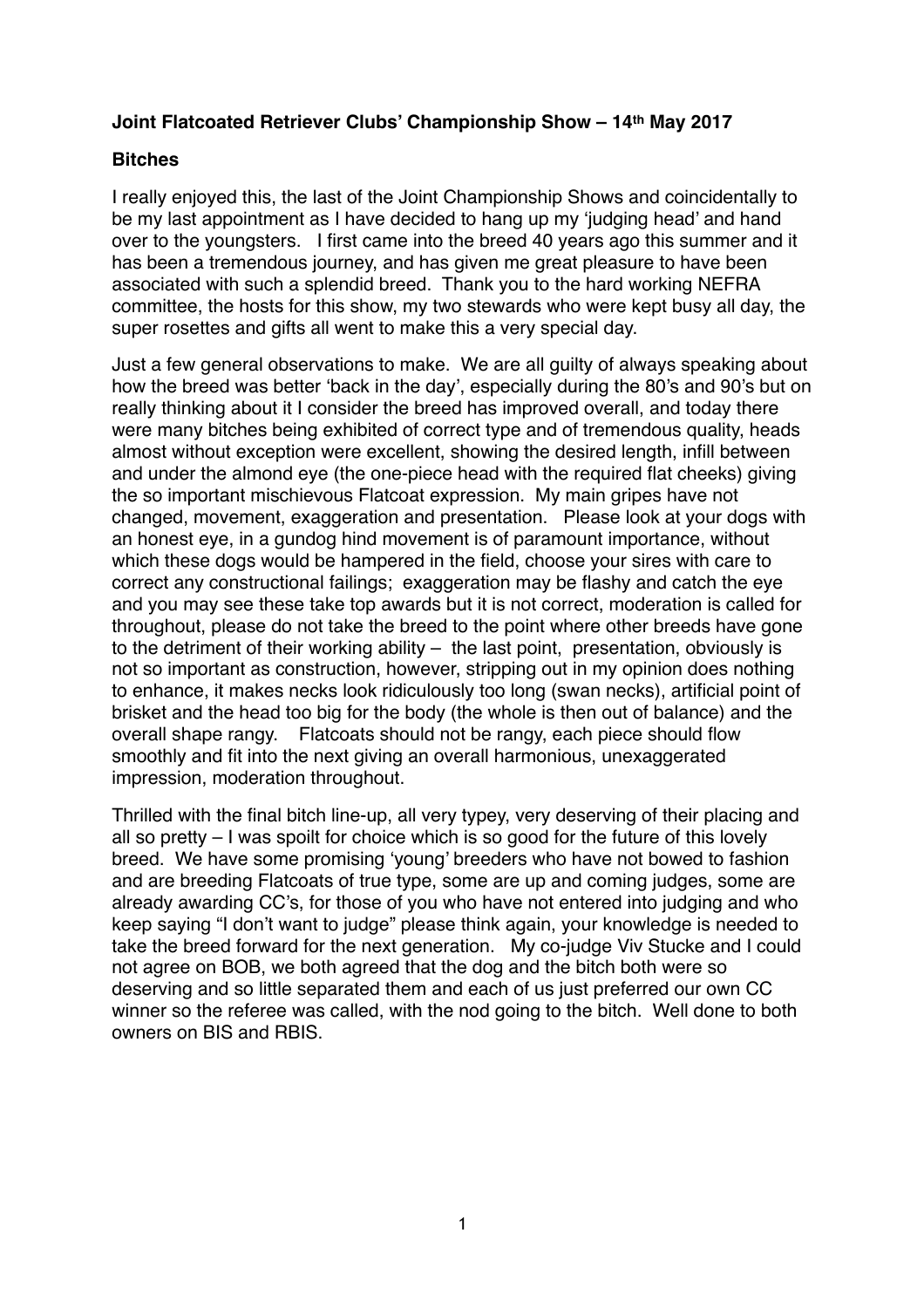**Joint Flatcoated Retriever Clubs' Championship Show – 14th May 2017**

**Bitches**

I really enjoyed this, the last of the Joint Championship Shows and coincidentally to be my last appointment as I have decided to hang up my 'judging head' and hand over to the youngsters. I first came into the breed 40 years ago this summer and it has been a tremendous journey, and has given me great pleasure to have been associated with such a splendid breed. Thank you to the hard working NEFRA committee, the hosts for this show, my two stewards who were kept busy all day, the super rosettes and gifts all went to make this a very special day.

Just a few general observations to make. We are all guilty of always speaking about how the breed was better 'back in the day', especially during the 80's and 90's but on really thinking about it I consider the breed has improved overall, and today there were many bitches being exhibited of correct type and of tremendous quality, heads almost without exception were excellent, showing the desired length, infill between and under the almond eye (the one-piece head with the required flat cheeks) giving the so important mischievous Flatcoat expression. My main gripes have not changed, movement, exaggeration and presentation. Please look at your dogs with an honest eye, in a gundog hind movement is of paramount importance, without which these dogs would be hampered in the field, choose your sires with care to correct any constructional failings; exaggeration may be flashy and catch the eye and you may see these take top awards but it is not correct, moderation is called for throughout, please do not take the breed to the point where other breeds have gone to the detriment of their working ability – the last point, presentation, obviously is not so important as construction, however, stripping out in my opinion does nothing to enhance, it makes necks look ridiculously too long (swan necks), artificial point of brisket and the head too big for the body (the whole is then out of balance) and the overall shape rangy. Flatcoats should not be rangy, each piece should flow smoothly and fit into the next giving an overall harmonious, unexaggerated impression, moderation throughout.

Thrilled with the final bitch line-up, all very typey, very deserving of their placing and all so pretty – I was spoilt for choice which is so good for the future of this lovely breed. We have some promising 'young' breeders who have not bowed to fashion and are breeding Flatcoats of true type, some are up and coming judges, some are already awarding CC's, for those of you who have not entered into judging and who keep saying "I don't want to judge" please think again, your knowledge is needed to take the breed forward for the next generation. My co-judge Viv Stucke and I could not agree on BOB, we both agreed that the dog and the bitch both were so deserving and so little separated them and each of us just preferred our own CC winner so the referee was called, with the nod going to the bitch. Well done to both owners on BIS and RBIS.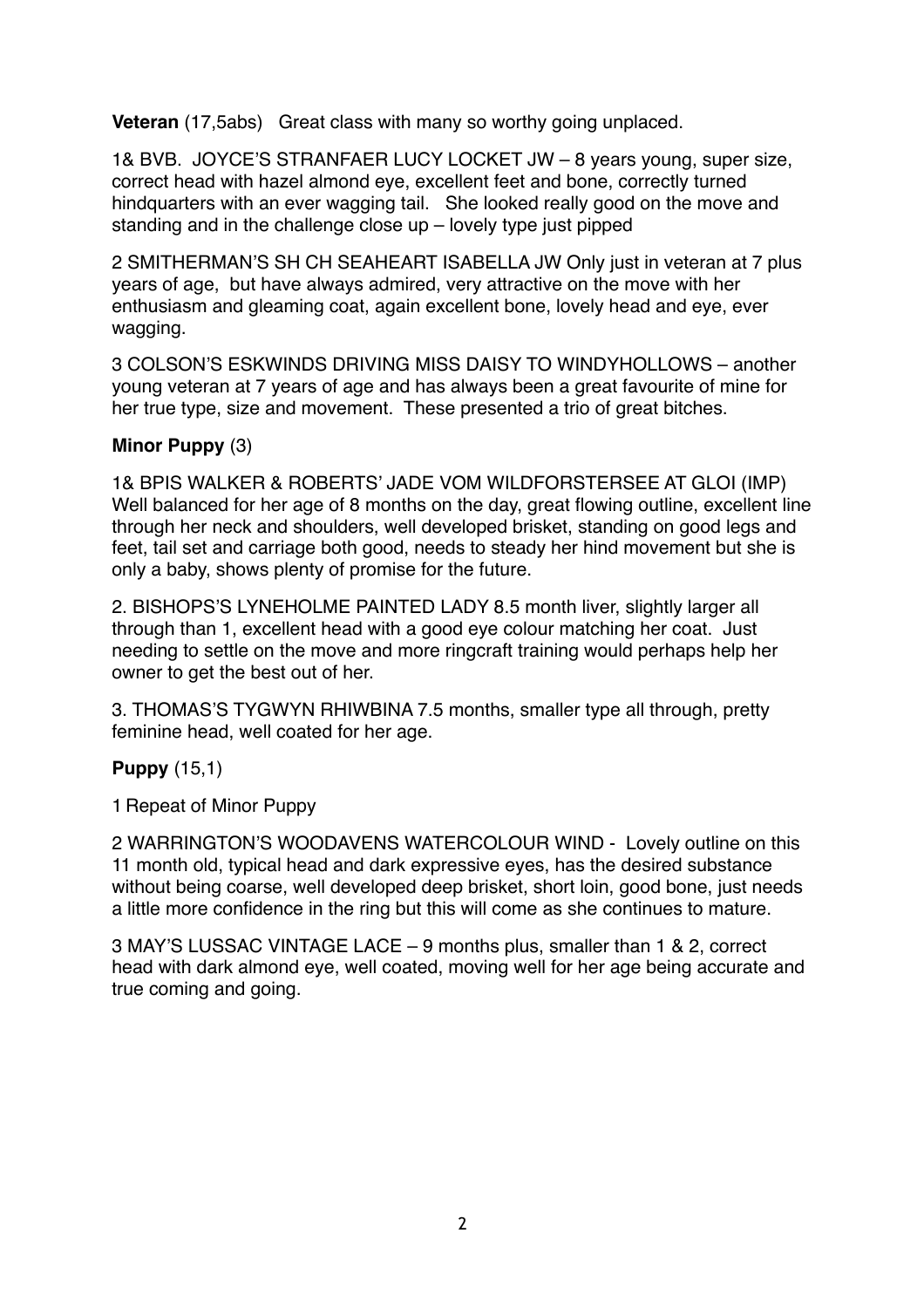**Veteran** (17,5abs) Great class with many so worthy going unplaced.

1& BVB. JOYCE'S STRANFAER LUCY LOCKET JW – 8 years young, super size, correct head with hazel almond eye, excellent feet and bone, correctly turned hindquarters with an ever wagging tail. She looked really good on the move and standing and in the challenge close up – lovely type just pipped

2 SMITHERMAN'S SH CH SEAHEART ISABELLA JW Only just in veteran at 7 plus years of age, but have always admired, very attractive on the move with her enthusiasm and gleaming coat, again excellent bone, lovely head and eye, ever wagging.

3 COLSON'S ESKWINDS DRIVING MISS DAISY TO WINDYHOLLOWS – another young veteran at 7 years of age and has always been a great favourite of mine for her true type, size and movement. These presented a trio of great bitches.

**Minor Puppy** (3)

1& BPIS WALKER & ROBERTS' JADE VOM WILDFORSTERSEE AT GLOI (IMP) Well balanced for her age of 8 months on the day, great flowing outline, excellent line through her neck and shoulders, well developed brisket, standing on good legs and feet, tail set and carriage both good, needs to steady her hind movement but she is only a baby, shows plenty of promise for the future.

2. BISHOPS'S LYNEHOLME PAINTED LADY 8.5 month liver, slightly larger all through than 1, excellent head with a good eye colour matching her coat. Just needing to settle on the move and more ringcraft training would perhaps help her owner to get the best out of her.

3. THOMAS'S TYGWYN RHIWBINA 7.5 months, smaller type all through, pretty feminine head, well coated for her age.

**Puppy** (15,1)

1 Repeat of Minor Puppy

2 WARRINGTON'S WOODAVENS WATERCOLOUR WIND - Lovely outline on this 11 month old, typical head and dark expressive eyes, has the desired substance without being coarse, well developed deep brisket, short loin, good bone, just needs a little more confidence in the ring but this will come as she continues to mature.

3 MAY'S LUSSAC VINTAGE LACE – 9 months plus, smaller than 1 & 2, correct head with dark almond eye, well coated, moving well for her age being accurate and true coming and going.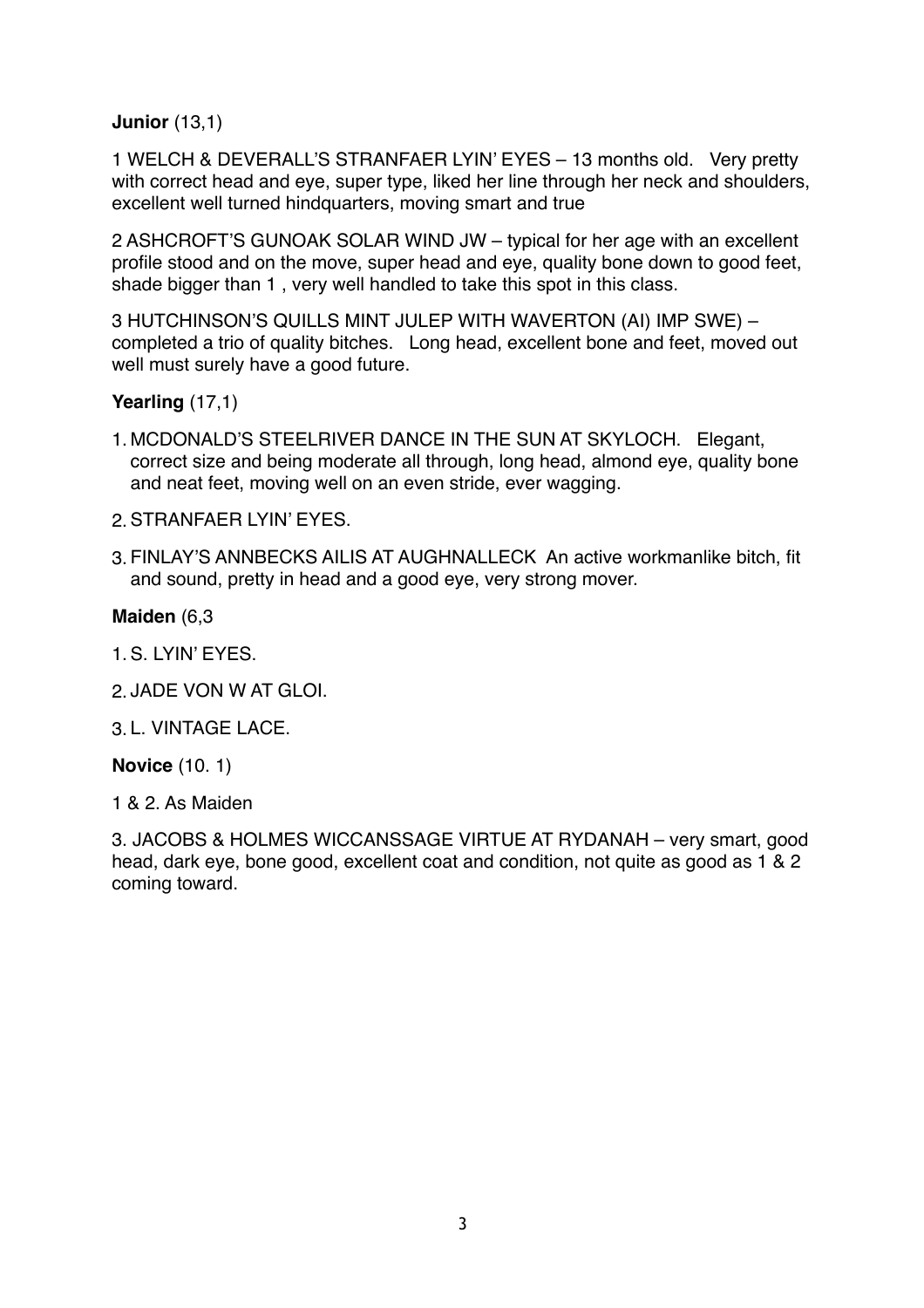**Junior** (13,1)

1 WELCH & DEVERALL'S STRANFAER LYIN' EYES – 13 months old. Very pretty with correct head and eye, super type, liked her line through her neck and shoulders, excellent well turned hindquarters, moving smart and true

2 ASHCROFT'S GUNOAK SOLAR WIND JW – typical for her age with an excellent profile stood and on the move, super head and eye, quality bone down to good feet, shade bigger than 1 , very well handled to take this spot in this class.

3 HUTCHINSON'S QUILLS MINT JULEP WITH WAVERTON (AI) IMP SWE) – completed a trio of quality bitches. Long head, excellent bone and feet, moved out well must surely have a good future.

**Yearling** (17,1)

1. MCDONALD'S STEELRIVER DANCE IN THE SUN AT SKYLOCH. Elegant, correct size and being moderate all through, long head, almond eye, quality bone and neat feet, moving well on an even stride, ever wagging.
2. STRANFAER LYIN' EYES.
3. FINLAY'S ANNBECKS AILIS AT AUGHNALLECK An active workmanlike bitch, fit and sound, pretty in head and a good eye, very strong mover.

**Maiden** (6,3

1. S. LYIN' EYES.
2. JADE VON W AT GLOI.
3. L. VINTAGE LACE.

**Novice** (10. 1)

1 & 2. As Maiden

3. JACOBS & HOLMES WICCANSSAGE VIRTUE AT RYDANAH – very smart, good head, dark eye, bone good, excellent coat and condition, not quite as good as 1 & 2 coming toward.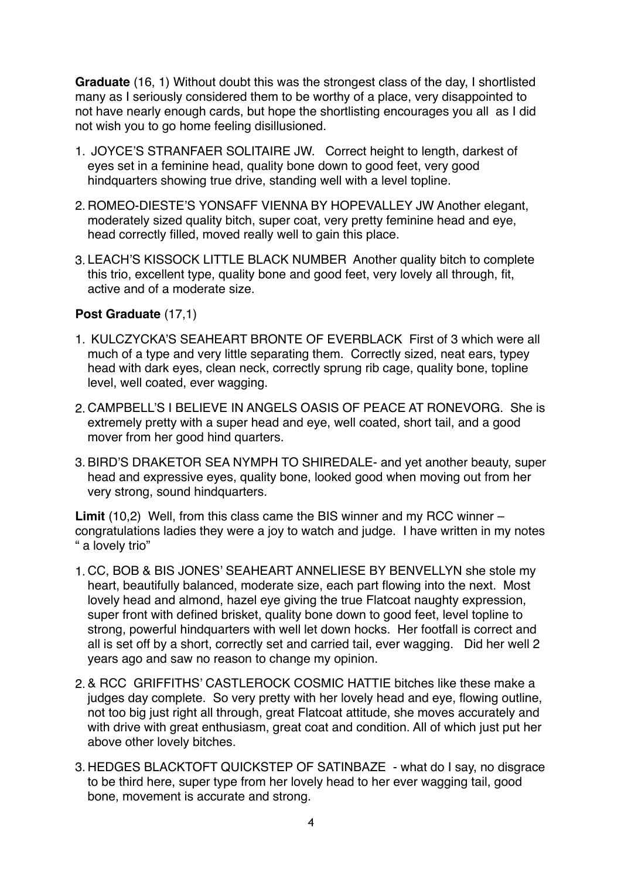**Graduate** (16, 1) Without doubt this was the strongest class of the day, I shortlisted many as I seriously considered them to be worthy of a place, very disappointed to not have nearly enough cards, but hope the shortlisting encourages you all as I did not wish you to go home feeling disillusioned.

1. JOYCE'S STRANFAER SOLITAIRE JW. Correct height to length, darkest of eyes set in a feminine head, quality bone down to good feet, very good hindquarters showing true drive, standing well with a level topline.
2. ROMEO-DIESTE'S YONSAFF VIENNA BY HOPEVALLEY JW Another elegant, moderately sized quality bitch, super coat, very pretty feminine head and eye, head correctly filled, moved really well to gain this place.
3. LEACH'S KISSOCK LITTLE BLACK NUMBER Another quality bitch to complete this trio, excellent type, quality bone and good feet, very lovely all through, fit, active and of a moderate size.

**Post Graduate** (17,1)

1. KULCZYCKA'S SEAHEART BRONTE OF EVERBLACK First of 3 which were all much of a type and very little separating them. Correctly sized, neat ears, typey head with dark eyes, clean neck, correctly sprung rib cage, quality bone, topline level, well coated, ever wagging.
2. CAMPBELL'S I BELIEVE IN ANGELS OASIS OF PEACE AT RONEVORG. She is extremely pretty with a super head and eye, well coated, short tail, and a good mover from her good hind quarters.
3. BIRD'S DRAKETOR SEA NYMPH TO SHIREDALE- and yet another beauty, super head and expressive eyes, quality bone, looked good when moving out from her very strong, sound hindquarters.

**Limit** (10,2) Well, from this class came the BIS winner and my RCC winner – congratulations ladies they were a joy to watch and judge. I have written in my notes " a lovely trio"

1. CC, BOB & BIS JONES' SEAHEART ANNELIESE BY BENVELLYN she stole my heart, beautifully balanced, moderate size, each part flowing into the next. Most lovely head and almond, hazel eye giving the true Flatcoat naughty expression, super front with defined brisket, quality bone down to good feet, level topline to strong, powerful hindquarters with well let down hocks. Her footfall is correct and all is set off by a short, correctly set and carried tail, ever wagging. Did her well 2 years ago and saw no reason to change my opinion.
2. & RCC GRIFFITHS' CASTLEROCK COSMIC HATTIE bitches like these make a judges day complete. So very pretty with her lovely head and eye, flowing outline, not too big just right all through, great Flatcoat attitude, she moves accurately and with drive with great enthusiasm, great coat and condition. All of which just put her above other lovely bitches.
3. HEDGES BLACKTOFT QUICKSTEP OF SATINBAZE - what do I say, no disgrace to be third here, super type from her lovely head to her ever wagging tail, good bone, movement is accurate and strong.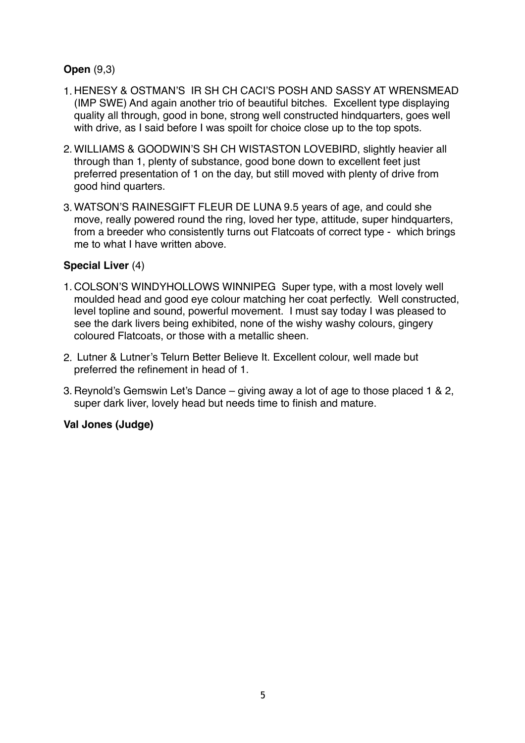**Open** (9,3)

1. HENESY & OSTMAN'S IR SH CH CACI'S POSH AND SASSY AT WRENSMEAD (IMP SWE) And again another trio of beautiful bitches. Excellent type displaying quality all through, good in bone, strong well constructed hindquarters, goes well with drive, as I said before I was spoilt for choice close up to the top spots.
2. WILLIAMS & GOODWIN'S SH CH WISTASTON LOVEBIRD, slightly heavier all through than 1, plenty of substance, good bone down to excellent feet just preferred presentation of 1 on the day, but still moved with plenty of drive from good hind quarters.
3. WATSON'S RAINESGIFT FLEUR DE LUNA 9.5 years of age, and could she move, really powered round the ring, loved her type, attitude, super hindquarters, from a breeder who consistently turns out Flatcoats of correct type - which brings me to what I have written above.

**Special Liver** (4)

1. COLSON'S WINDYHOLLOWS WINNIPEG Super type, with a most lovely well moulded head and good eye colour matching her coat perfectly. Well constructed, level topline and sound, powerful movement. I must say today I was pleased to see the dark livers being exhibited, none of the wishy washy colours, gingery coloured Flatcoats, or those with a metallic sheen.
2. Lutner & Lutner's Telurn Better Believe It. Excellent colour, well made but preferred the refinement in head of 1.
3. Reynold's Gemswin Let's Dance – giving away a lot of age to those placed 1 & 2, super dark liver, lovely head but needs time to finish and mature.

**Val Jones (Judge)**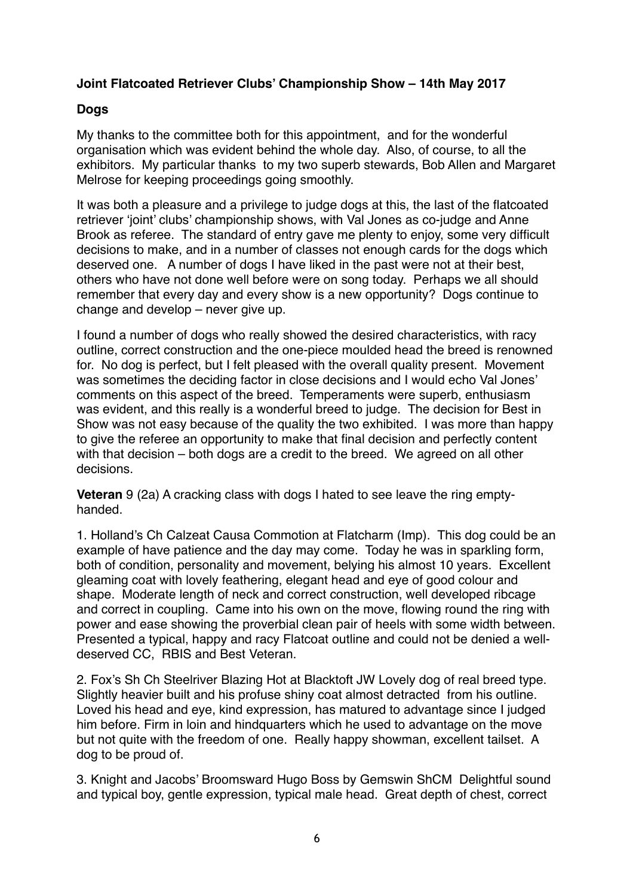**Joint Flatcoated Retriever Clubs' Championship Show – 14th May 2017**

**Dogs**

My thanks to the committee both for this appointment, and for the wonderful organisation which was evident behind the whole day. Also, of course, to all the exhibitors. My particular thanks to my two superb stewards, Bob Allen and Margaret Melrose for keeping proceedings going smoothly.

It was both a pleasure and a privilege to judge dogs at this, the last of the flatcoated retriever 'joint' clubs' championship shows, with Val Jones as co-judge and Anne Brook as referee. The standard of entry gave me plenty to enjoy, some very difficult decisions to make, and in a number of classes not enough cards for the dogs which deserved one. A number of dogs I have liked in the past were not at their best, others who have not done well before were on song today. Perhaps we all should remember that every day and every show is a new opportunity? Dogs continue to change and develop – never give up.

I found a number of dogs who really showed the desired characteristics, with racy outline, correct construction and the one-piece moulded head the breed is renowned for. No dog is perfect, but I felt pleased with the overall quality present. Movement was sometimes the deciding factor in close decisions and I would echo Val Jones' comments on this aspect of the breed. Temperaments were superb, enthusiasm was evident, and this really is a wonderful breed to judge. The decision for Best in Show was not easy because of the quality the two exhibited. I was more than happy to give the referee an opportunity to make that final decision and perfectly content with that decision – both dogs are a credit to the breed. We agreed on all other decisions.

**Veteran** 9 (2a) A cracking class with dogs I hated to see leave the ring empty-handed.

1. Holland's Ch Calzeat Causa Commotion at Flatcharm (Imp). This dog could be an example of have patience and the day may come. Today he was in sparkling form, both of condition, personality and movement, belying his almost 10 years. Excellent gleaming coat with lovely feathering, elegant head and eye of good colour and shape. Moderate length of neck and correct construction, well developed ribcage and correct in coupling. Came into his own on the move, flowing round the ring with power and ease showing the proverbial clean pair of heels with some width between. Presented a typical, happy and racy Flatcoat outline and could not be denied a well-deserved CC, RBIS and Best Veteran.

2. Fox's Sh Ch Steelriver Blazing Hot at Blacktoft JW Lovely dog of real breed type. Slightly heavier built and his profuse shiny coat almost detracted from his outline. Loved his head and eye, kind expression, has matured to advantage since I judged him before. Firm in loin and hindquarters which he used to advantage on the move but not quite with the freedom of one. Really happy showman, excellent tailset. A dog to be proud of.

3. Knight and Jacobs' Broomsward Hugo Boss by Gemswin ShCM Delightful sound and typical boy, gentle expression, typical male head. Great depth of chest, correct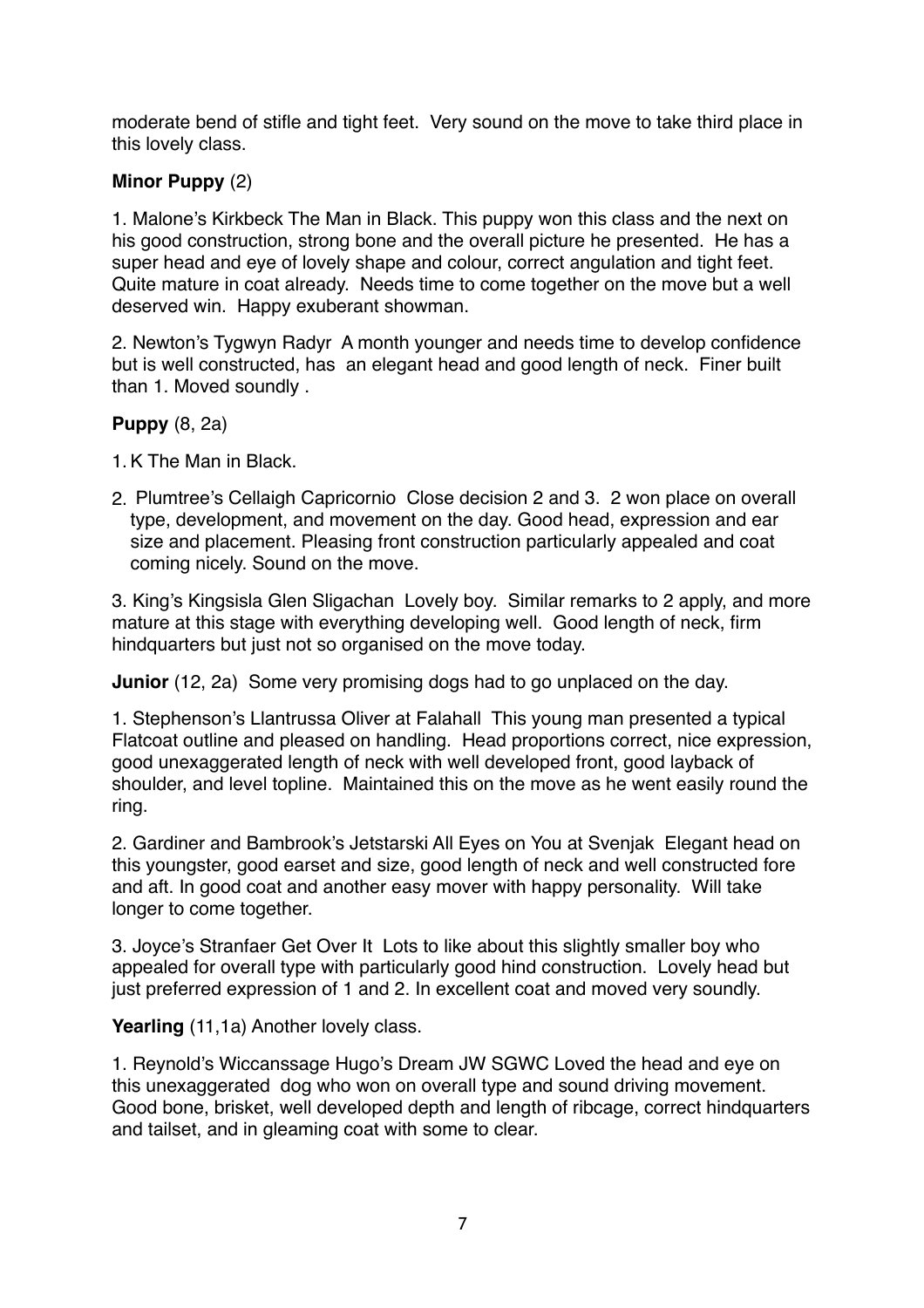moderate bend of stifle and tight feet. Very sound on the move to take third place in this lovely class.

**Minor Puppy** (2)

1. Malone's Kirkbeck The Man in Black. This puppy won this class and the next on his good construction, strong bone and the overall picture he presented. He has a super head and eye of lovely shape and colour, correct angulation and tight feet. Quite mature in coat already. Needs time to come together on the move but a well deserved win. Happy exuberant showman.

2. Newton's Tygwyn Radyr A month younger and needs time to develop confidence but is well constructed, has an elegant head and good length of neck. Finer built than 1. Moved soundly .

**Puppy** (8, 2a)

1. K The Man in Black.
2. Plumtree's Cellaigh Capricornio Close decision 2 and 3. 2 won place on overall type, development, and movement on the day. Good head, expression and ear size and placement. Pleasing front construction particularly appealed and coat coming nicely. Sound on the move.

3. King's Kingsisla Glen Sligachan Lovely boy. Similar remarks to 2 apply, and more mature at this stage with everything developing well. Good length of neck, firm hindquarters but just not so organised on the move today.

**Junior** (12, 2a) Some very promising dogs had to go unplaced on the day.

1. Stephenson's Llantrussa Oliver at Falahall This young man presented a typical Flatcoat outline and pleased on handling. Head proportions correct, nice expression, good unexaggerated length of neck with well developed front, good layback of shoulder, and level topline. Maintained this on the move as he went easily round the ring.

2. Gardiner and Bambrook's Jetstarski All Eyes on You at Svenjak Elegant head on this youngster, good earset and size, good length of neck and well constructed fore and aft. In good coat and another easy mover with happy personality. Will take longer to come together.

3. Joyce's Stranfaer Get Over It Lots to like about this slightly smaller boy who appealed for overall type with particularly good hind construction. Lovely head but just preferred expression of 1 and 2. In excellent coat and moved very soundly.

**Yearling** (11,1a) Another lovely class.

1. Reynold's Wiccanssage Hugo's Dream JW SGWC Loved the head and eye on this unexaggerated dog who won on overall type and sound driving movement. Good bone, brisket, well developed depth and length of ribcage, correct hindquarters and tailset, and in gleaming coat with some to clear.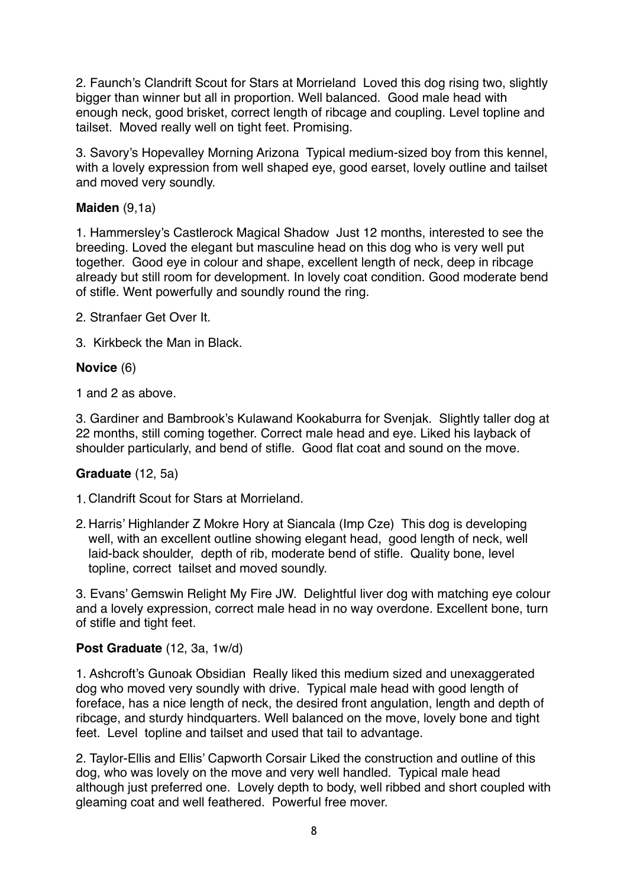2. Faunch's Clandrift Scout for Stars at Morrieland Loved this dog rising two, slightly bigger than winner but all in proportion. Well balanced. Good male head with enough neck, good brisket, correct length of ribcage and coupling. Level topline and tailset. Moved really well on tight feet. Promising.

3. Savory's Hopevalley Morning Arizona Typical medium-sized boy from this kennel, with a lovely expression from well shaped eye, good earset, lovely outline and tailset and moved very soundly.

**Maiden** (9,1a)

1. Hammersley's Castlerock Magical Shadow Just 12 months, interested to see the breeding. Loved the elegant but masculine head on this dog who is very well put together. Good eye in colour and shape, excellent length of neck, deep in ribcage already but still room for development. In lovely coat condition. Good moderate bend of stifle. Went powerfully and soundly round the ring.

2. Stranfaer Get Over It.

3. Kirkbeck the Man in Black.

**Novice** (6)

1 and 2 as above.

3. Gardiner and Bambrook's Kulawand Kookaburra for Svenjak. Slightly taller dog at 22 months, still coming together. Correct male head and eye. Liked his layback of shoulder particularly, and bend of stifle. Good flat coat and sound on the move.

**Graduate** (12, 5a)

1. Clandrift Scout for Stars at Morrieland.
2. Harris' Highlander Z Mokre Hory at Siancala (Imp Cze) This dog is developing well, with an excellent outline showing elegant head, good length of neck, well laid-back shoulder, depth of rib, moderate bend of stifle. Quality bone, level topline, correct tailset and moved soundly.

3. Evans' Gemswin Relight My Fire JW. Delightful liver dog with matching eye colour and a lovely expression, correct male head in no way overdone. Excellent bone, turn of stifle and tight feet.

**Post Graduate** (12, 3a, 1w/d)

1. Ashcroft's Gunoak Obsidian Really liked this medium sized and unexaggerated dog who moved very soundly with drive. Typical male head with good length of foreface, has a nice length of neck, the desired front angulation, length and depth of ribcage, and sturdy hindquarters. Well balanced on the move, lovely bone and tight feet. Level topline and tailset and used that tail to advantage.

2. Taylor-Ellis and Ellis' Capworth Corsair Liked the construction and outline of this dog, who was lovely on the move and very well handled. Typical male head although just preferred one. Lovely depth to body, well ribbed and short coupled with gleaming coat and well feathered. Powerful free mover.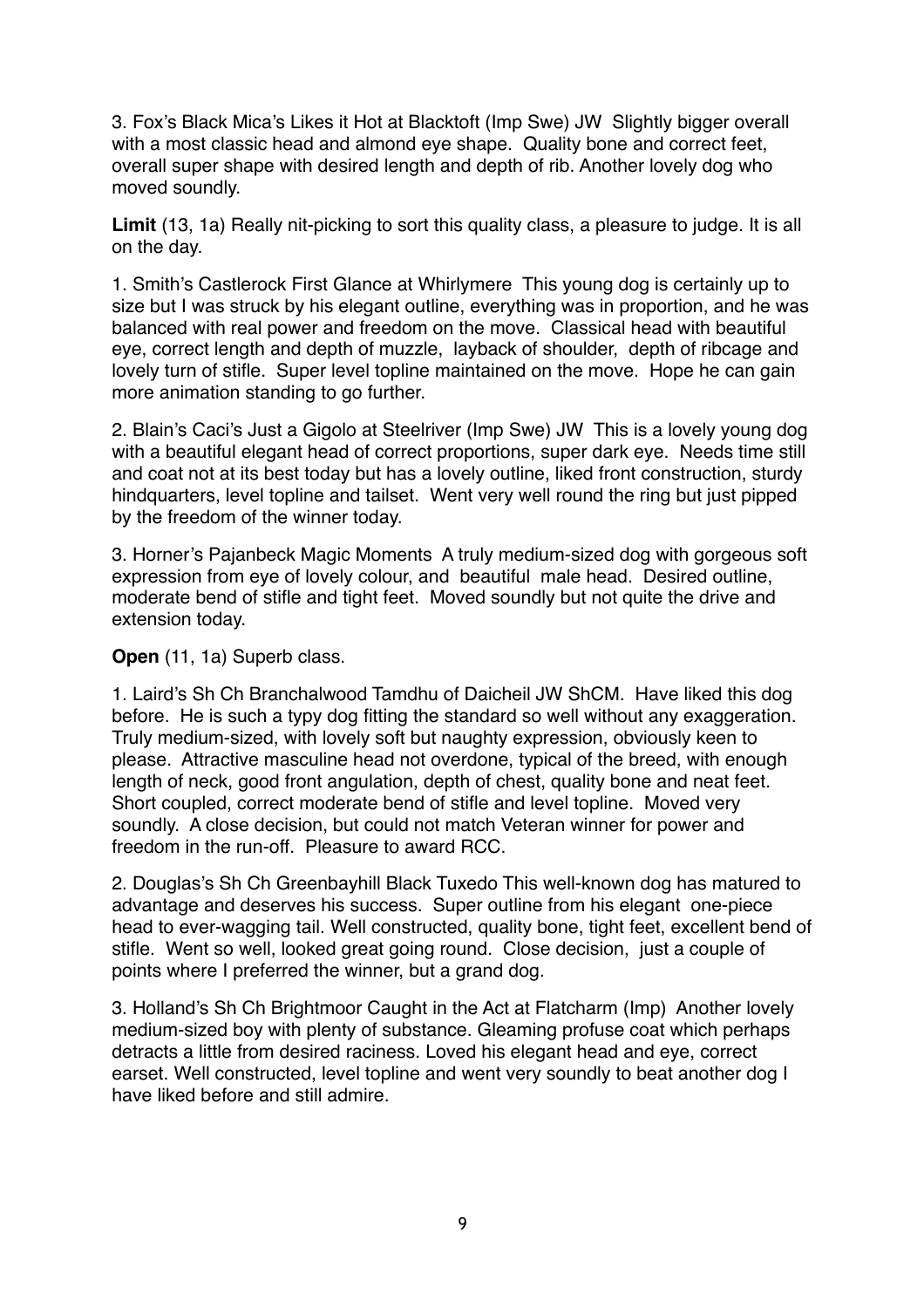3. Fox's Black Mica's Likes it Hot at Blacktoft (Imp Swe) JW Slightly bigger overall with a most classic head and almond eye shape. Quality bone and correct feet, overall super shape with desired length and depth of rib. Another lovely dog who moved soundly.

**Limit** (13, 1a) Really nit-picking to sort this quality class, a pleasure to judge. It is all on the day.

1. Smith's Castlerock First Glance at Whirlymere This young dog is certainly up to size but I was struck by his elegant outline, everything was in proportion, and he was balanced with real power and freedom on the move. Classical head with beautiful eye, correct length and depth of muzzle, layback of shoulder, depth of ribcage and lovely turn of stifle. Super level topline maintained on the move. Hope he can gain more animation standing to go further.

2. Blain's Caci's Just a Gigolo at Steelriver (Imp Swe) JW This is a lovely young dog with a beautiful elegant head of correct proportions, super dark eye. Needs time still and coat not at its best today but has a lovely outline, liked front construction, sturdy hindquarters, level topline and tailset. Went very well round the ring but just pipped by the freedom of the winner today.

3. Horner's Pajanbeck Magic Moments A truly medium-sized dog with gorgeous soft expression from eye of lovely colour, and beautiful male head. Desired outline, moderate bend of stifle and tight feet. Moved soundly but not quite the drive and extension today.

**Open** (11, 1a) Superb class.

1. Laird's Sh Ch Branchalwood Tamdhu of Daicheil JW ShCM. Have liked this dog before. He is such a typy dog fitting the standard so well without any exaggeration. Truly medium-sized, with lovely soft but naughty expression, obviously keen to please. Attractive masculine head not overdone, typical of the breed, with enough length of neck, good front angulation, depth of chest, quality bone and neat feet. Short coupled, correct moderate bend of stifle and level topline. Moved very soundly. A close decision, but could not match Veteran winner for power and freedom in the run-off. Pleasure to award RCC.

2. Douglas's Sh Ch Greenbayhill Black Tuxedo This well-known dog has matured to advantage and deserves his success. Super outline from his elegant one-piece head to ever-wagging tail. Well constructed, quality bone, tight feet, excellent bend of stifle. Went so well, looked great going round. Close decision, just a couple of points where I preferred the winner, but a grand dog.

3. Holland's Sh Ch Brightmoor Caught in the Act at Flatcharm (Imp) Another lovely medium-sized boy with plenty of substance. Gleaming profuse coat which perhaps detracts a little from desired raciness. Loved his elegant head and eye, correct earset. Well constructed, level topline and went very soundly to beat another dog I have liked before and still admire.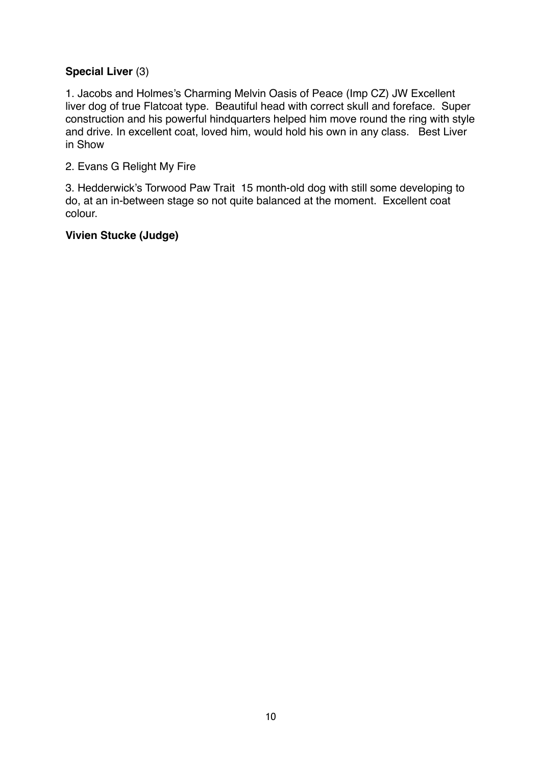**Special Liver** (3)

1. Jacobs and Holmes's Charming Melvin Oasis of Peace (Imp CZ) JW Excellent liver dog of true Flatcoat type. Beautiful head with correct skull and foreface. Super construction and his powerful hindquarters helped him move round the ring with style and drive. In excellent coat, loved him, would hold his own in any class. Best Liver in Show

2. Evans G Relight My Fire

3. Hedderwick's Torwood Paw Trait 15 month-old dog with still some developing to do, at an in-between stage so not quite balanced at the moment. Excellent coat colour.

**Vivien Stucke (Judge)**